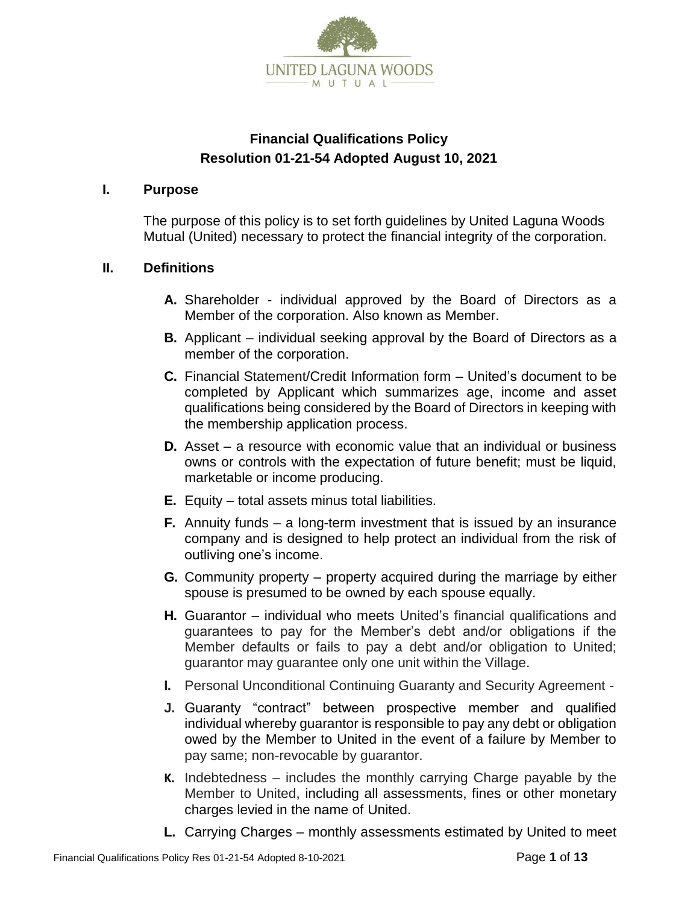UNITED LAGUNA WOODS

MUTUAL

**Financial Qualifications Policy**
**Resolution 01-21-54 Adopted August 10, 2021**

## I. Purpose

The purpose of this policy is to set forth guidelines by United Laguna Woods Mutual (United) necessary to protect the financial integrity of the corporation.

## II. Definitions

- **A.** Shareholder - individual approved by the Board of Directors as a Member of the corporation. Also known as Member.
- **B.** Applicant – individual seeking approval by the Board of Directors as a member of the corporation.
- **C.** Financial Statement/Credit Information form – United's document to be completed by Applicant which summarizes age, income and asset qualifications being considered by the Board of Directors in keeping with the membership application process.
- **D.** Asset – a resource with economic value that an individual or business owns or controls with the expectation of future benefit; must be liquid, marketable or income producing.
- **E.** Equity – total assets minus total liabilities.
- **F.** Annuity funds – a long-term investment that is issued by an insurance company and is designed to help protect an individual from the risk of outliving one's income.
- **G.** Community property – property acquired during the marriage by either spouse is presumed to be owned by each spouse equally.
- **H.** Guarantor – individual who meets United's financial qualifications and guarantees to pay for the Member's debt and/or obligations if the Member defaults or fails to pay a debt and/or obligation to United; guarantor may guarantee only one unit within the Village.
- **I.** Personal Unconditional Continuing Guaranty and Security Agreement -
- **J.** Guaranty "contract" between prospective member and qualified individual whereby guarantor is responsible to pay any debt or obligation owed by the Member to United in the event of a failure by Member to pay same; non-revocable by guarantor.
- **K.** Indebtedness – includes the monthly carrying Charge payable by the Member to United, including all assessments, fines or other monetary charges levied in the name of United.
- **L.** Carrying Charges – monthly assessments estimated by United to meet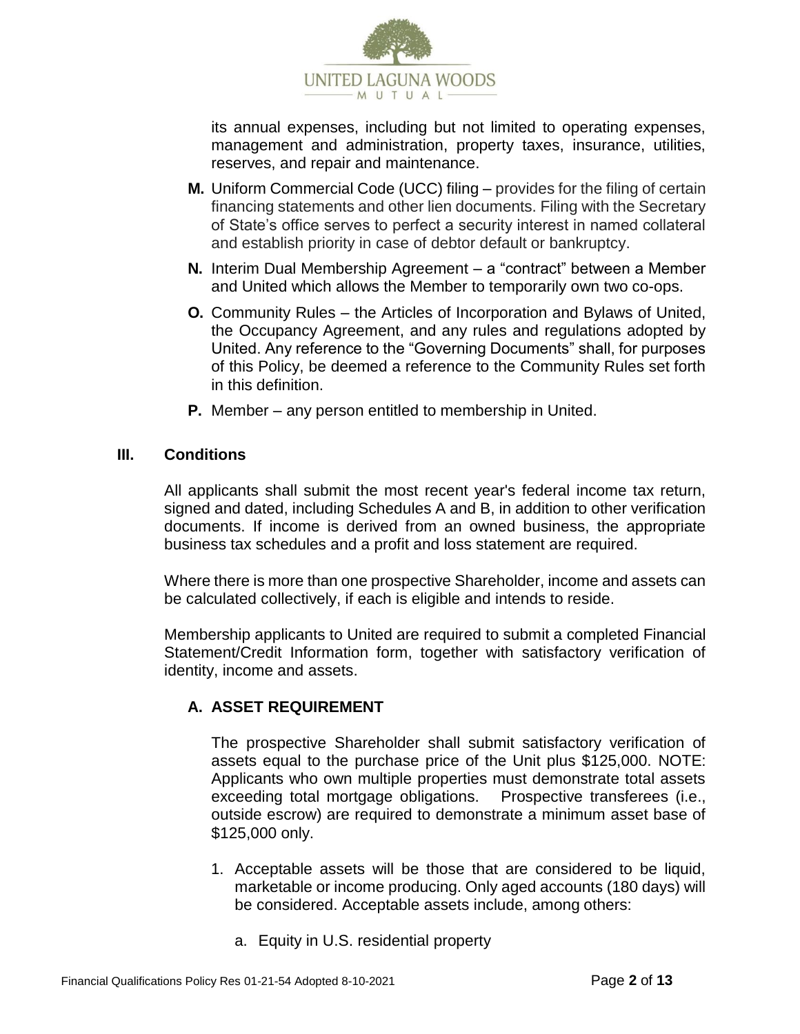its annual expenses, including but not limited to operating expenses, management and administration, property taxes, insurance, utilities, reserves, and repair and maintenance.

**M.** Uniform Commercial Code (UCC) filing – provides for the filing of certain financing statements and other lien documents. Filing with the Secretary of State's office serves to perfect a security interest in named collateral and establish priority in case of debtor default or bankruptcy.

**N.** Interim Dual Membership Agreement – a "contract" between a Member and United which allows the Member to temporarily own two co-ops.

**O.** Community Rules – the Articles of Incorporation and Bylaws of United, the Occupancy Agreement, and any rules and regulations adopted by United. Any reference to the "Governing Documents" shall, for purposes of this Policy, be deemed a reference to the Community Rules set forth in this definition.

**P.** Member – any person entitled to membership in United.

## III. Conditions

All applicants shall submit the most recent year's federal income tax return, signed and dated, including Schedules A and B, in addition to other verification documents. If income is derived from an owned business, the appropriate business tax schedules and a profit and loss statement are required.

Where there is more than one prospective Shareholder, income and assets can be calculated collectively, if each is eligible and intends to reside.

Membership applicants to United are required to submit a completed Financial Statement/Credit Information form, together with satisfactory verification of identity, income and assets.

### A. ASSET REQUIREMENT

The prospective Shareholder shall submit satisfactory verification of assets equal to the purchase price of the Unit plus $125,000. NOTE: Applicants who own multiple properties must demonstrate total assets exceeding total mortgage obligations. Prospective transferees (i.e., outside escrow) are required to demonstrate a minimum asset base of $125,000 only.

1. Acceptable assets will be those that are considered to be liquid, marketable or income producing. Only aged accounts (180 days) will be considered. Acceptable assets include, among others:

    a. Equity in U.S. residential property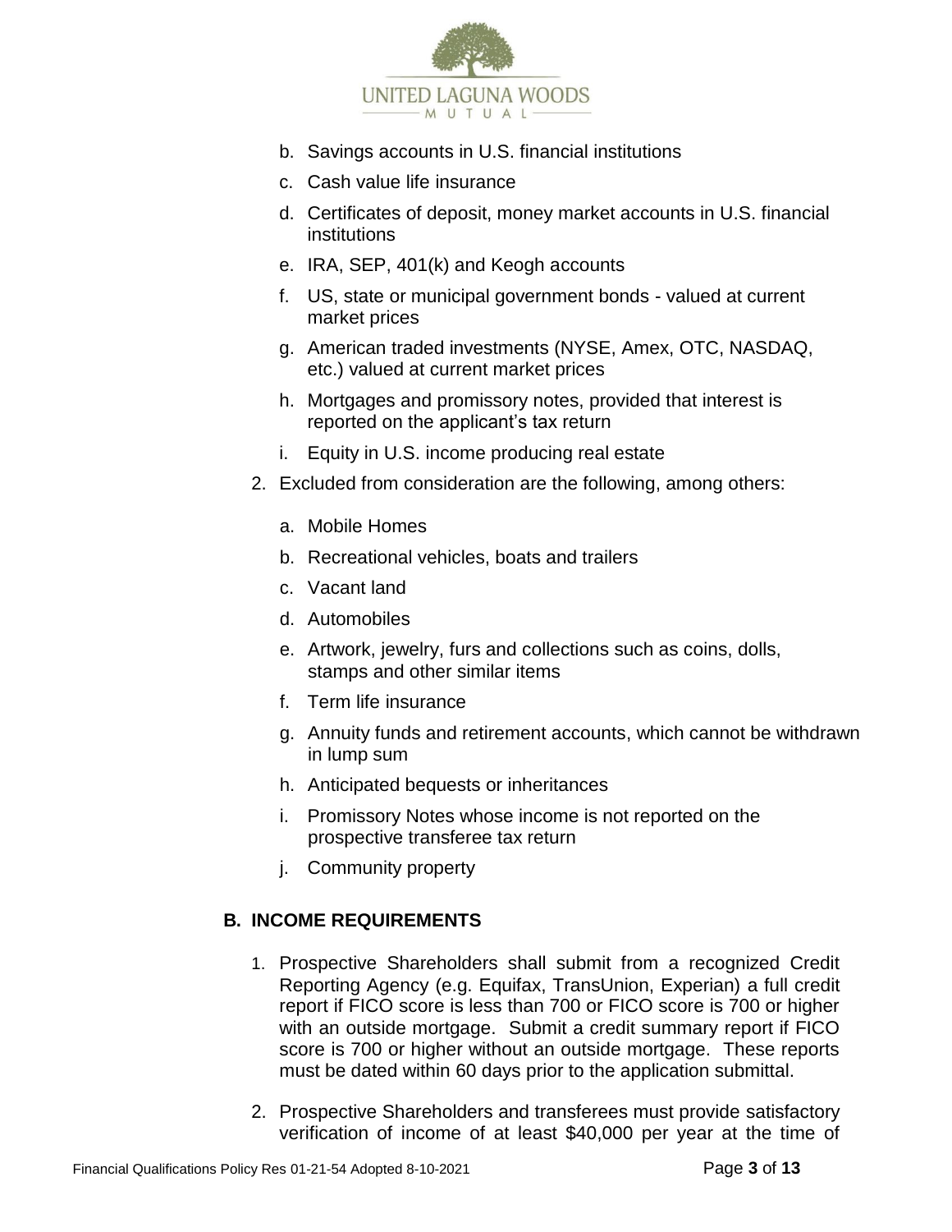b. Savings accounts in U.S. financial institutions
   c. Cash value life insurance
   d. Certificates of deposit, money market accounts in U.S. financial institutions
   e. IRA, SEP, 401(k) and Keogh accounts
   f. US, state or municipal government bonds - valued at current market prices
   g. American traded investments (NYSE, Amex, OTC, NASDAQ, etc.) valued at current market prices
   h. Mortgages and promissory notes, provided that interest is reported on the applicant's tax return
   i. Equity in U.S. income producing real estate

2. Excluded from consideration are the following, among others:

   a. Mobile Homes
   b. Recreational vehicles, boats and trailers
   c. Vacant land
   d. Automobiles
   e. Artwork, jewelry, furs and collections such as coins, dolls, stamps and other similar items
   f. Term life insurance
   g. Annuity funds and retirement accounts, which cannot be withdrawn in lump sum
   h. Anticipated bequests or inheritances
   i. Promissory Notes whose income is not reported on the prospective transferee tax return
   j. Community property

## B. INCOME REQUIREMENTS

1. Prospective Shareholders shall submit from a recognized Credit Reporting Agency (e.g. Equifax, TransUnion, Experian) a full credit report if FICO score is less than 700 or FICO score is 700 or higher with an outside mortgage. Submit a credit summary report if FICO score is 700 or higher without an outside mortgage. These reports must be dated within 60 days prior to the application submittal.

2. Prospective Shareholders and transferees must provide satisfactory verification of income of at least $40,000 per year at the time of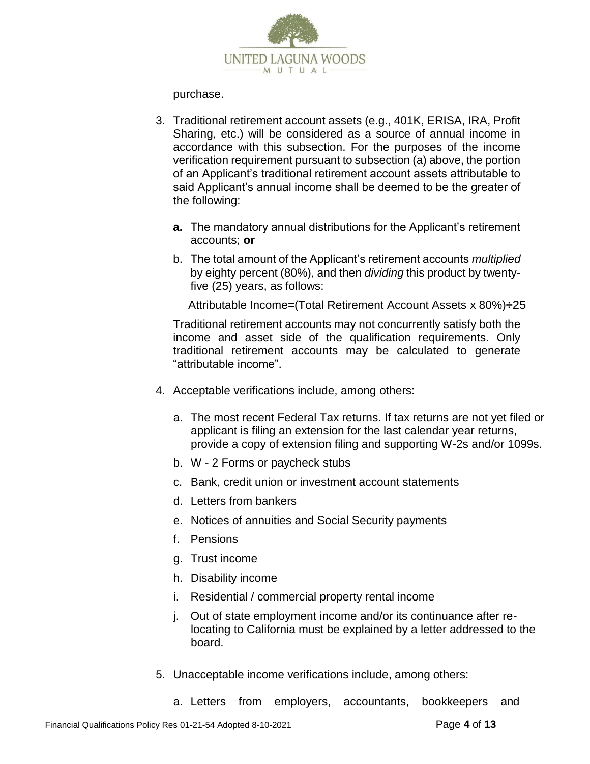purchase.

3. Traditional retirement account assets (e.g., 401K, ERISA, IRA, Profit Sharing, etc.) will be considered as a source of annual income in accordance with this subsection. For the purposes of the income verification requirement pursuant to subsection (a) above, the portion of an Applicant's traditional retirement account assets attributable to said Applicant's annual income shall be deemed to be the greater of the following:

   **a.** The mandatory annual distributions for the Applicant's retirement accounts; **or**

   b. The total amount of the Applicant's retirement accounts *multiplied* by eighty percent (80%), and then *dividing* this product by twenty-five (25) years, as follows:

   Attributable Income=(Total Retirement Account Assets x 80%)÷25

   Traditional retirement accounts may not concurrently satisfy both the income and asset side of the qualification requirements. Only traditional retirement accounts may be calculated to generate "attributable income".

4. Acceptable verifications include, among others:

   a. The most recent Federal Tax returns. If tax returns are not yet filed or applicant is filing an extension for the last calendar year returns, provide a copy of extension filing and supporting W-2s and/or 1099s.
   b. W - 2 Forms or paycheck stubs
   c. Bank, credit union or investment account statements
   d. Letters from bankers
   e. Notices of annuities and Social Security payments
   f. Pensions
   g. Trust income
   h. Disability income
   i. Residential / commercial property rental income
   j. Out of state employment income and/or its continuance after re-locating to California must be explained by a letter addressed to the board.

5. Unacceptable income verifications include, among others:

   a. Letters from employers, accountants, bookkeepers and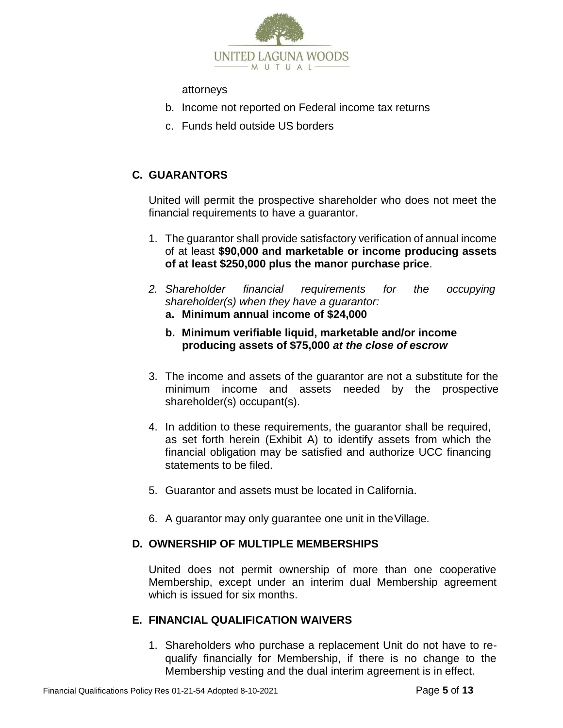attorneys

b. Income not reported on Federal income tax returns
c. Funds held outside US borders

## C. GUARANTORS

United will permit the prospective shareholder who does not meet the financial requirements to have a guarantor.

1. The guarantor shall provide satisfactory verification of annual income of at least **$90,000 and marketable or income producing assets of at least $250,000 plus the manor purchase price**.
2. *Shareholder financial requirements for the occupying shareholder(s) when they have a guarantor:*
   a. **Minimum annual income of $24,000**
   b. **Minimum verifiable liquid, marketable and/or income producing assets of $75,000** ***at the close of escrow***
3. The income and assets of the guarantor are not a substitute for the minimum income and assets needed by the prospective shareholder(s) occupant(s).
4. In addition to these requirements, the guarantor shall be required, as set forth herein (Exhibit A) to identify assets from which the financial obligation may be satisfied and authorize UCC financing statements to be filed.
5. Guarantor and assets must be located in California.
6. A guarantor may only guarantee one unit in the Village.

## D. OWNERSHIP OF MULTIPLE MEMBERSHIPS

United does not permit ownership of more than one cooperative Membership, except under an interim dual Membership agreement which is issued for six months.

## E. FINANCIAL QUALIFICATION WAIVERS

1. Shareholders who purchase a replacement Unit do not have to re-qualify financially for Membership, if there is no change to the Membership vesting and the dual interim agreement is in effect.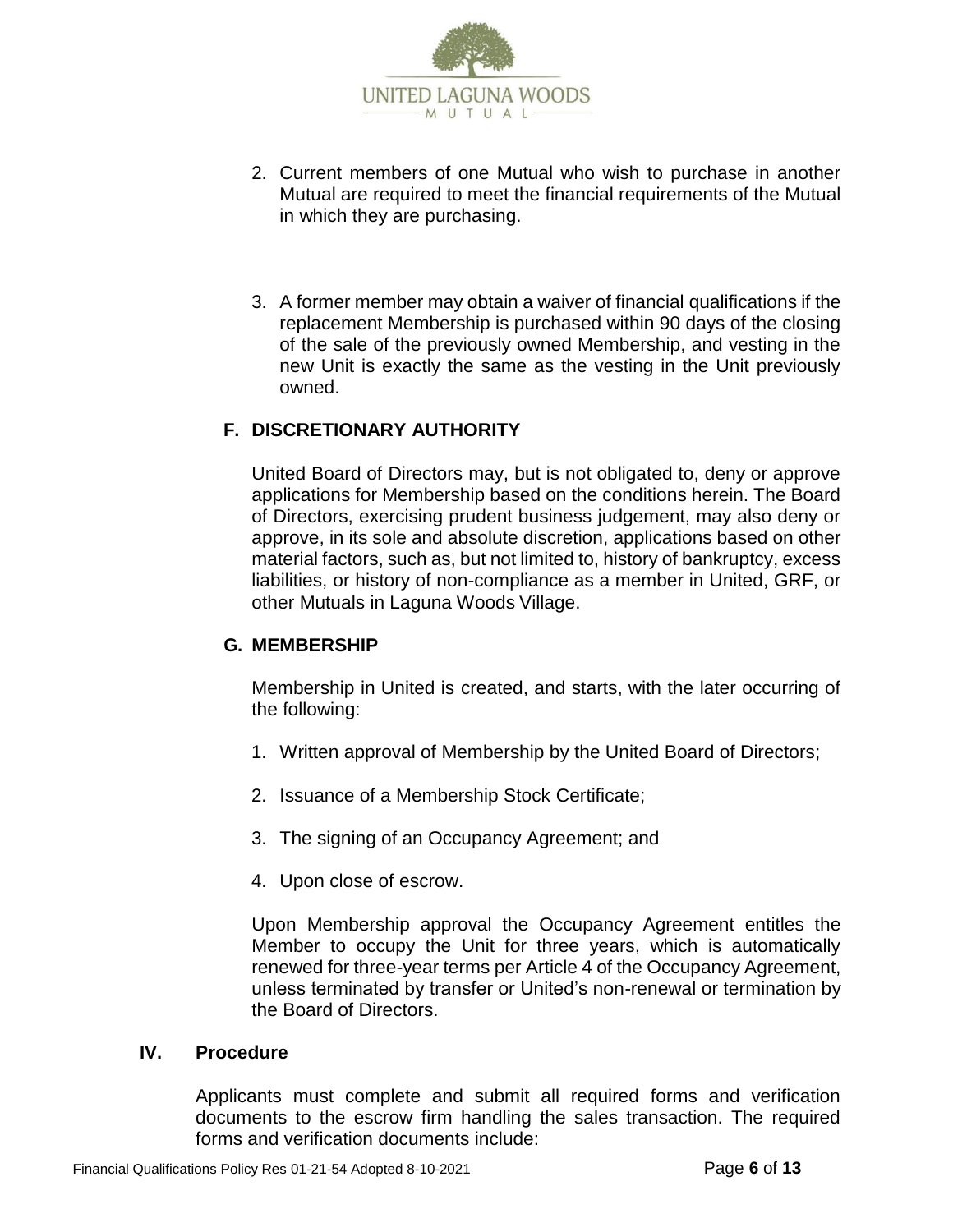2. Current members of one Mutual who wish to purchase in another Mutual are required to meet the financial requirements of the Mutual in which they are purchasing.

3. A former member may obtain a waiver of financial qualifications if the replacement Membership is purchased within 90 days of the closing of the sale of the previously owned Membership, and vesting in the new Unit is exactly the same as the vesting in the Unit previously owned.

### F. DISCRETIONARY AUTHORITY

United Board of Directors may, but is not obligated to, deny or approve applications for Membership based on the conditions herein. The Board of Directors, exercising prudent business judgement, may also deny or approve, in its sole and absolute discretion, applications based on other material factors, such as, but not limited to, history of bankruptcy, excess liabilities, or history of non-compliance as a member in United, GRF, or other Mutuals in Laguna Woods Village.

### G. MEMBERSHIP

Membership in United is created, and starts, with the later occurring of the following:

1. Written approval of Membership by the United Board of Directors;
2. Issuance of a Membership Stock Certificate;
3. The signing of an Occupancy Agreement; and
4. Upon close of escrow.

Upon Membership approval the Occupancy Agreement entitles the Member to occupy the Unit for three years, which is automatically renewed for three-year terms per Article 4 of the Occupancy Agreement, unless terminated by transfer or United's non-renewal or termination by the Board of Directors.

## IV. Procedure

Applicants must complete and submit all required forms and verification documents to the escrow firm handling the sales transaction. The required forms and verification documents include: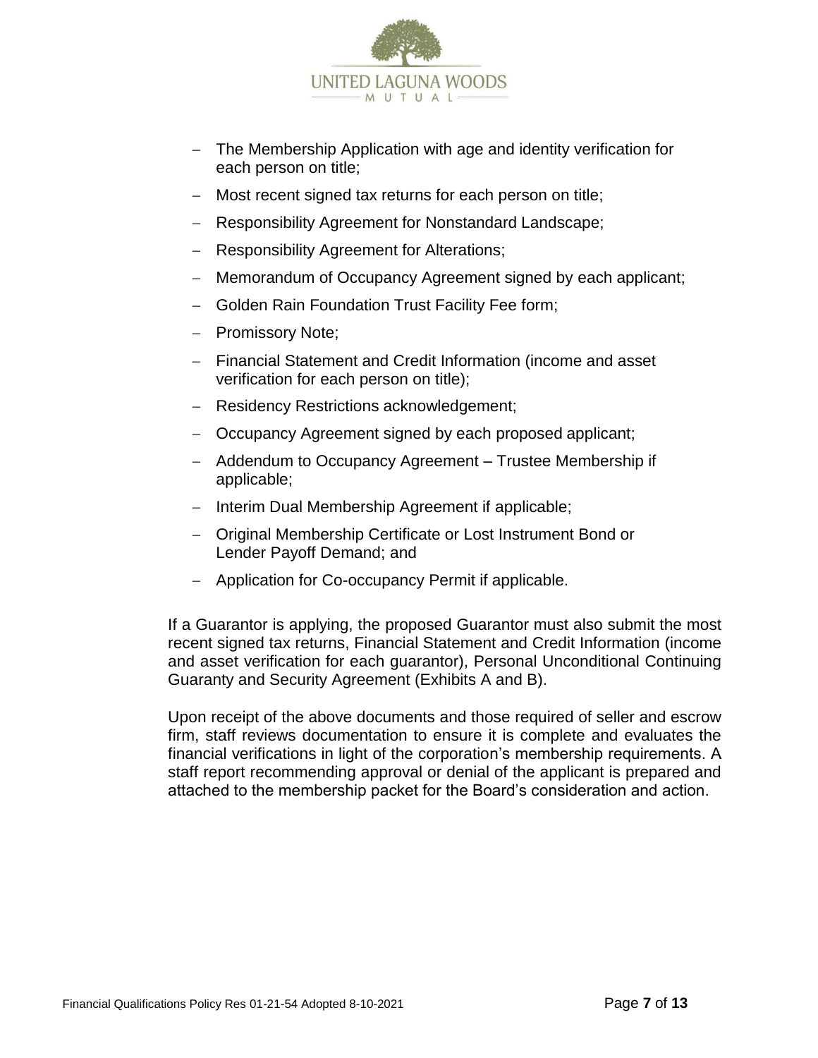- The Membership Application with age and identity verification for each person on title;
- Most recent signed tax returns for each person on title;
- Responsibility Agreement for Nonstandard Landscape;
- Responsibility Agreement for Alterations;
- Memorandum of Occupancy Agreement signed by each applicant;
- Golden Rain Foundation Trust Facility Fee form;
- Promissory Note;
- Financial Statement and Credit Information (income and asset verification for each person on title);
- Residency Restrictions acknowledgement;
- Occupancy Agreement signed by each proposed applicant;
- Addendum to Occupancy Agreement – Trustee Membership if applicable;
- Interim Dual Membership Agreement if applicable;
- Original Membership Certificate or Lost Instrument Bond or Lender Payoff Demand; and
- Application for Co-occupancy Permit if applicable.

If a Guarantor is applying, the proposed Guarantor must also submit the most recent signed tax returns, Financial Statement and Credit Information (income and asset verification for each guarantor), Personal Unconditional Continuing Guaranty and Security Agreement (Exhibits A and B).

Upon receipt of the above documents and those required of seller and escrow firm, staff reviews documentation to ensure it is complete and evaluates the financial verifications in light of the corporation's membership requirements. A staff report recommending approval or denial of the applicant is prepared and attached to the membership packet for the Board's consideration and action.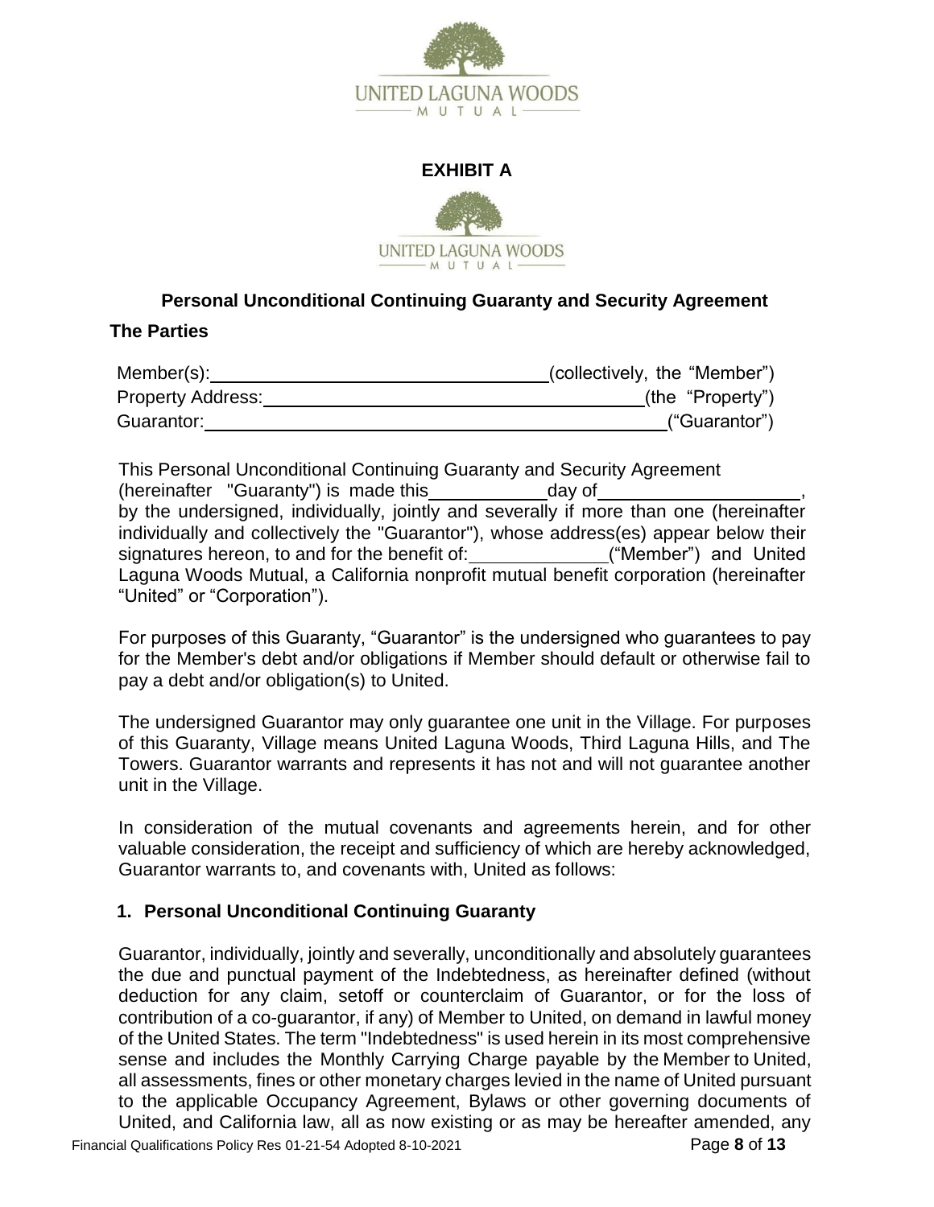# EXHIBIT A

## Personal Unconditional Continuing Guaranty and Security Agreement

### The Parties

Member(s): ______________________________ (collectively, the "Member")

Property Address: ______________________________ (the "Property")

Guarantor: ______________________________ ("Guarantor")

This Personal Unconditional Continuing Guaranty and Security Agreement (hereinafter "Guaranty") is made this __________ day of __________________, by the undersigned, individually, jointly and severally if more than one (hereinafter individually and collectively the "Guarantor"), whose address(es) appear below their signatures hereon, to and for the benefit of: ____________ ("Member") and United Laguna Woods Mutual, a California nonprofit mutual benefit corporation (hereinafter "United" or "Corporation").

For purposes of this Guaranty, "Guarantor" is the undersigned who guarantees to pay for the Member's debt and/or obligations if Member should default or otherwise fail to pay a debt and/or obligation(s) to United.

The undersigned Guarantor may only guarantee one unit in the Village. For purposes of this Guaranty, Village means United Laguna Woods, Third Laguna Hills, and The Towers. Guarantor warrants and represents it has not and will not guarantee another unit in the Village.

In consideration of the mutual covenants and agreements herein, and for other valuable consideration, the receipt and sufficiency of which are hereby acknowledged, Guarantor warrants to, and covenants with, United as follows:

### 1. Personal Unconditional Continuing Guaranty

Guarantor, individually, jointly and severally, unconditionally and absolutely guarantees the due and punctual payment of the Indebtedness, as hereinafter defined (without deduction for any claim, setoff or counterclaim of Guarantor, or for the loss of contribution of a co-guarantor, if any) of Member to United, on demand in lawful money of the United States. The term "Indebtedness" is used herein in its most comprehensive sense and includes the Monthly Carrying Charge payable by the Member to United, all assessments, fines or other monetary charges levied in the name of United pursuant to the applicable Occupancy Agreement, Bylaws or other governing documents of United, and California law, all as now existing or as may be hereafter amended, any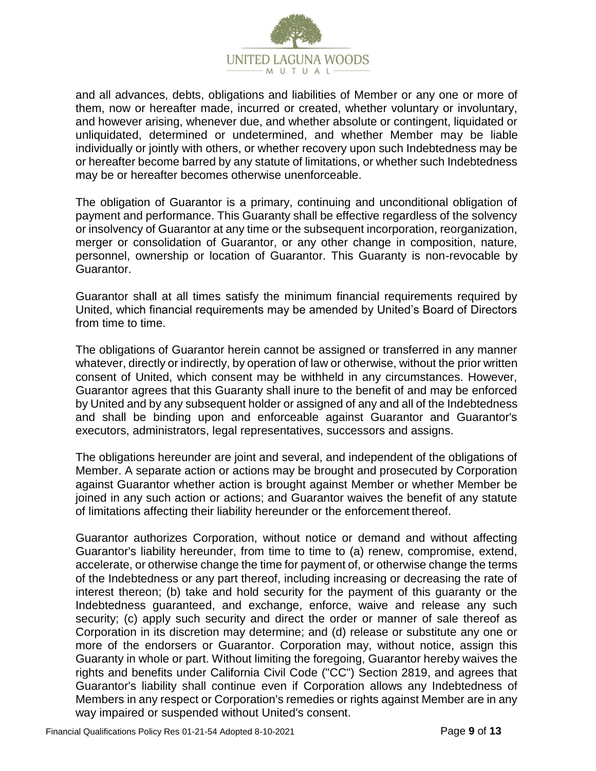and all advances, debts, obligations and liabilities of Member or any one or more of them, now or hereafter made, incurred or created, whether voluntary or involuntary, and however arising, whenever due, and whether absolute or contingent, liquidated or unliquidated, determined or undetermined, and whether Member may be liable individually or jointly with others, or whether recovery upon such Indebtedness may be or hereafter become barred by any statute of limitations, or whether such Indebtedness may be or hereafter becomes otherwise unenforceable.

The obligation of Guarantor is a primary, continuing and unconditional obligation of payment and performance. This Guaranty shall be effective regardless of the solvency or insolvency of Guarantor at any time or the subsequent incorporation, reorganization, merger or consolidation of Guarantor, or any other change in composition, nature, personnel, ownership or location of Guarantor. This Guaranty is non-revocable by Guarantor.

Guarantor shall at all times satisfy the minimum financial requirements required by United, which financial requirements may be amended by United's Board of Directors from time to time.

The obligations of Guarantor herein cannot be assigned or transferred in any manner whatever, directly or indirectly, by operation of law or otherwise, without the prior written consent of United, which consent may be withheld in any circumstances. However, Guarantor agrees that this Guaranty shall inure to the benefit of and may be enforced by United and by any subsequent holder or assigned of any and all of the Indebtedness and shall be binding upon and enforceable against Guarantor and Guarantor's executors, administrators, legal representatives, successors and assigns.

The obligations hereunder are joint and several, and independent of the obligations of Member. A separate action or actions may be brought and prosecuted by Corporation against Guarantor whether action is brought against Member or whether Member be joined in any such action or actions; and Guarantor waives the benefit of any statute of limitations affecting their liability hereunder or the enforcement thereof.

Guarantor authorizes Corporation, without notice or demand and without affecting Guarantor's liability hereunder, from time to time to (a) renew, compromise, extend, accelerate, or otherwise change the time for payment of, or otherwise change the terms of the Indebtedness or any part thereof, including increasing or decreasing the rate of interest thereon; (b) take and hold security for the payment of this guaranty or the Indebtedness guaranteed, and exchange, enforce, waive and release any such security; (c) apply such security and direct the order or manner of sale thereof as Corporation in its discretion may determine; and (d) release or substitute any one or more of the endorsers or Guarantor. Corporation may, without notice, assign this Guaranty in whole or part. Without limiting the foregoing, Guarantor hereby waives the rights and benefits under California Civil Code ("CC") Section 2819, and agrees that Guarantor's liability shall continue even if Corporation allows any Indebtedness of Members in any respect or Corporation's remedies or rights against Member are in any way impaired or suspended without United's consent.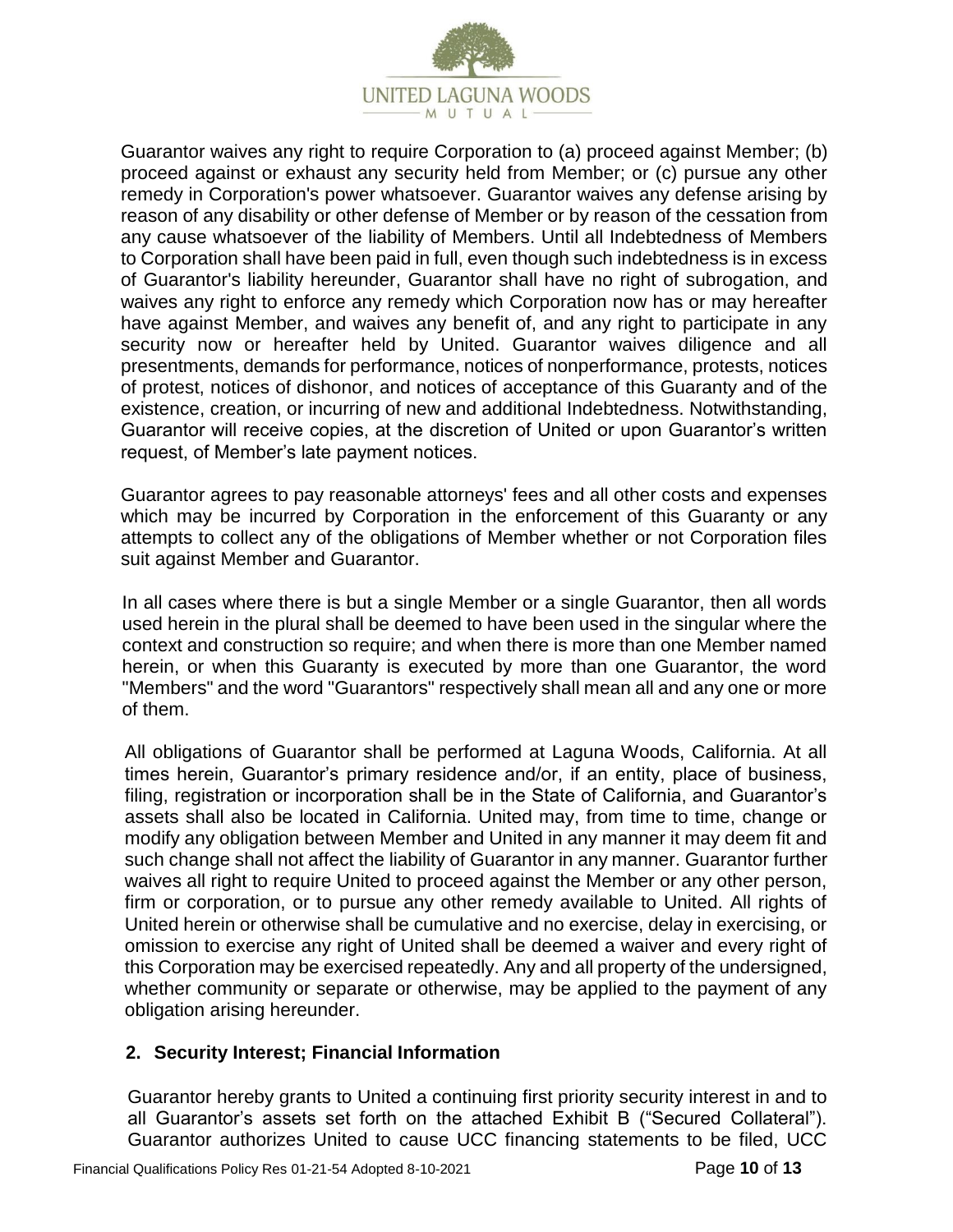Guarantor waives any right to require Corporation to (a) proceed against Member; (b) proceed against or exhaust any security held from Member; or (c) pursue any other remedy in Corporation's power whatsoever. Guarantor waives any defense arising by reason of any disability or other defense of Member or by reason of the cessation from any cause whatsoever of the liability of Members. Until all Indebtedness of Members to Corporation shall have been paid in full, even though such indebtedness is in excess of Guarantor's liability hereunder, Guarantor shall have no right of subrogation, and waives any right to enforce any remedy which Corporation now has or may hereafter have against Member, and waives any benefit of, and any right to participate in any security now or hereafter held by United. Guarantor waives diligence and all presentments, demands for performance, notices of nonperformance, protests, notices of protest, notices of dishonor, and notices of acceptance of this Guaranty and of the existence, creation, or incurring of new and additional Indebtedness. Notwithstanding, Guarantor will receive copies, at the discretion of United or upon Guarantor's written request, of Member's late payment notices.

Guarantor agrees to pay reasonable attorneys' fees and all other costs and expenses which may be incurred by Corporation in the enforcement of this Guaranty or any attempts to collect any of the obligations of Member whether or not Corporation files suit against Member and Guarantor.

In all cases where there is but a single Member or a single Guarantor, then all words used herein in the plural shall be deemed to have been used in the singular where the context and construction so require; and when there is more than one Member named herein, or when this Guaranty is executed by more than one Guarantor, the word "Members" and the word "Guarantors" respectively shall mean all and any one or more of them.

All obligations of Guarantor shall be performed at Laguna Woods, California. At all times herein, Guarantor's primary residence and/or, if an entity, place of business, filing, registration or incorporation shall be in the State of California, and Guarantor's assets shall also be located in California. United may, from time to time, change or modify any obligation between Member and United in any manner it may deem fit and such change shall not affect the liability of Guarantor in any manner. Guarantor further waives all right to require United to proceed against the Member or any other person, firm or corporation, or to pursue any other remedy available to United. All rights of United herein or otherwise shall be cumulative and no exercise, delay in exercising, or omission to exercise any right of United shall be deemed a waiver and every right of this Corporation may be exercised repeatedly. Any and all property of the undersigned, whether community or separate or otherwise, may be applied to the payment of any obligation arising hereunder.

## 2. Security Interest; Financial Information

Guarantor hereby grants to United a continuing first priority security interest in and to all Guarantor's assets set forth on the attached Exhibit B ("Secured Collateral"). Guarantor authorizes United to cause UCC financing statements to be filed, UCC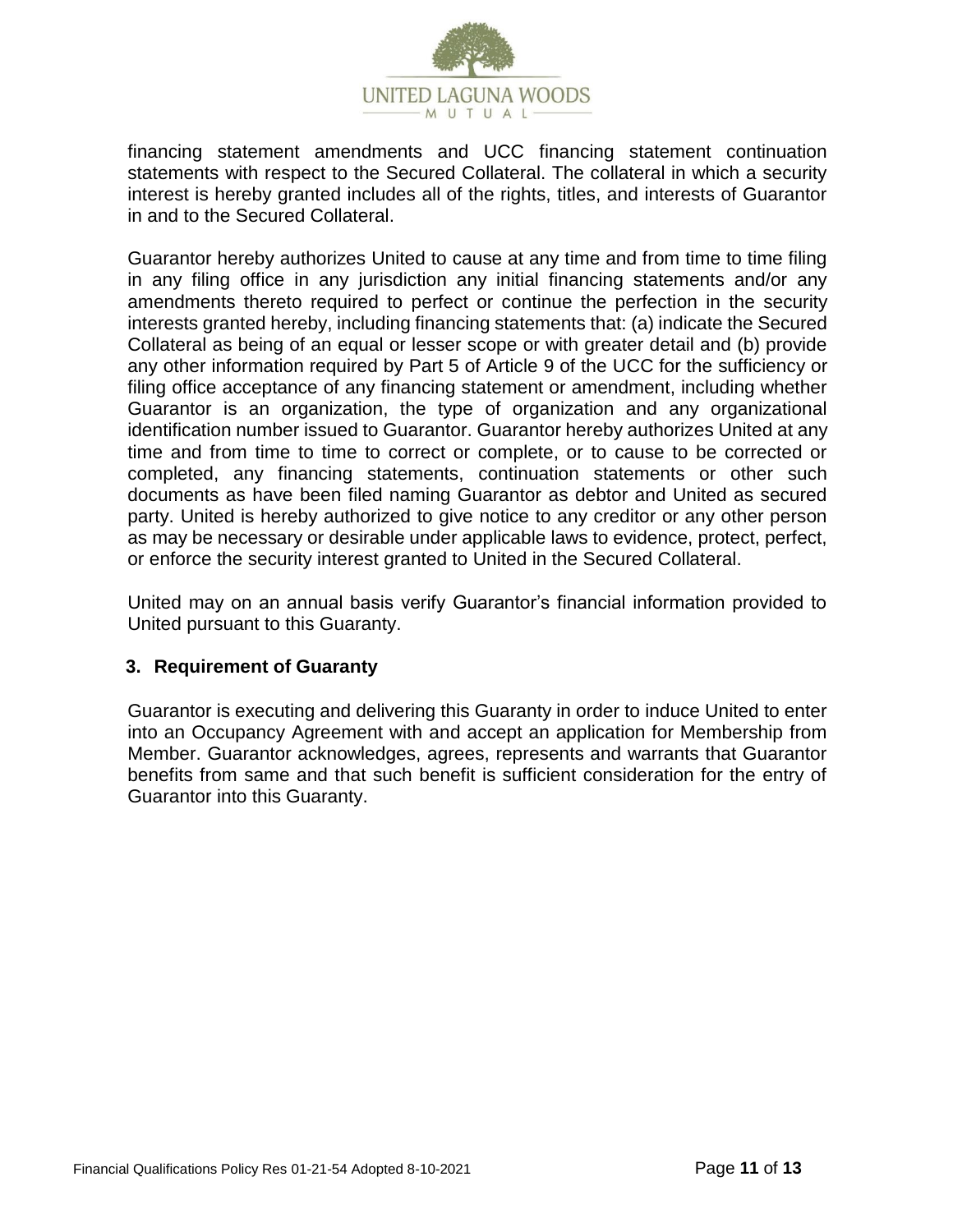financing statement amendments and UCC financing statement continuation statements with respect to the Secured Collateral. The collateral in which a security interest is hereby granted includes all of the rights, titles, and interests of Guarantor in and to the Secured Collateral.

Guarantor hereby authorizes United to cause at any time and from time to time filing in any filing office in any jurisdiction any initial financing statements and/or any amendments thereto required to perfect or continue the perfection in the security interests granted hereby, including financing statements that: (a) indicate the Secured Collateral as being of an equal or lesser scope or with greater detail and (b) provide any other information required by Part 5 of Article 9 of the UCC for the sufficiency or filing office acceptance of any financing statement or amendment, including whether Guarantor is an organization, the type of organization and any organizational identification number issued to Guarantor. Guarantor hereby authorizes United at any time and from time to time to correct or complete, or to cause to be corrected or completed, any financing statements, continuation statements or other such documents as have been filed naming Guarantor as debtor and United as secured party. United is hereby authorized to give notice to any creditor or any other person as may be necessary or desirable under applicable laws to evidence, protect, perfect, or enforce the security interest granted to United in the Secured Collateral.

United may on an annual basis verify Guarantor's financial information provided to United pursuant to this Guaranty.

### 3. Requirement of Guaranty

Guarantor is executing and delivering this Guaranty in order to induce United to enter into an Occupancy Agreement with and accept an application for Membership from Member. Guarantor acknowledges, agrees, represents and warrants that Guarantor benefits from same and that such benefit is sufficient consideration for the entry of Guarantor into this Guaranty.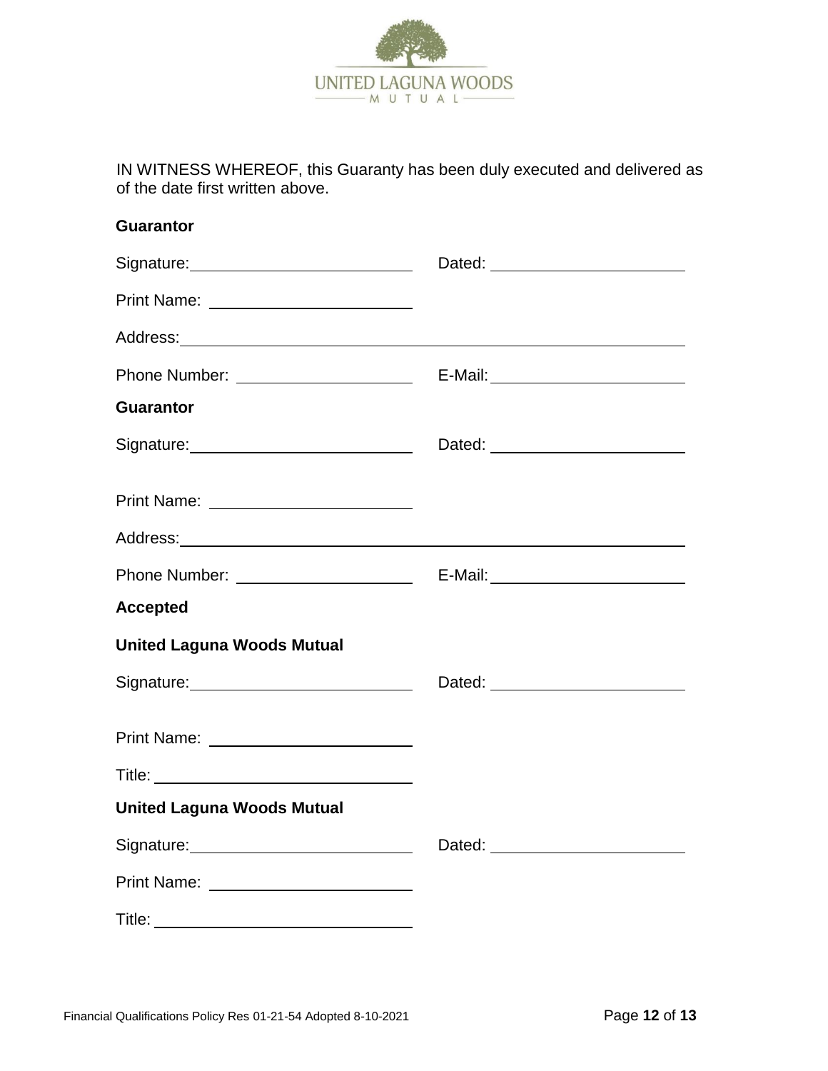IN WITNESS WHEREOF, this Guaranty has been duly executed and delivered as of the date first written above.

**Guarantor**

Signature:\_\_\_\_\_\_\_\_\_\_\_\_\_\_\_\_\_\_\_\_\_\_\_\_\_\_ Dated: \_\_\_\_\_\_\_\_\_\_\_\_\_\_\_\_\_\_\_\_\_\_\_\_

Print Name: \_\_\_\_\_\_\_\_\_\_\_\_\_\_\_\_\_\_\_\_\_\_\_\_

Address:\_\_\_\_\_\_\_\_\_\_\_\_\_\_\_\_\_\_\_\_\_\_\_\_\_\_\_\_\_\_\_\_\_\_\_\_\_\_\_\_\_\_\_\_\_\_\_\_\_\_\_\_\_\_\_\_

Phone Number: \_\_\_\_\_\_\_\_\_\_\_\_\_\_\_\_\_\_\_\_\_ E-Mail:\_\_\_\_\_\_\_\_\_\_\_\_\_\_\_\_\_\_\_\_\_\_\_\_

**Guarantor**

Signature:\_\_\_\_\_\_\_\_\_\_\_\_\_\_\_\_\_\_\_\_\_\_\_\_\_\_ Dated: \_\_\_\_\_\_\_\_\_\_\_\_\_\_\_\_\_\_\_\_\_\_\_\_

Print Name: \_\_\_\_\_\_\_\_\_\_\_\_\_\_\_\_\_\_\_\_\_\_\_\_

Address:\_\_\_\_\_\_\_\_\_\_\_\_\_\_\_\_\_\_\_\_\_\_\_\_\_\_\_\_\_\_\_\_\_\_\_\_\_\_\_\_\_\_\_\_\_\_\_\_\_\_\_\_\_\_\_\_

Phone Number: \_\_\_\_\_\_\_\_\_\_\_\_\_\_\_\_\_\_\_\_\_ E-Mail:\_\_\_\_\_\_\_\_\_\_\_\_\_\_\_\_\_\_\_\_\_\_\_\_

**Accepted**

**United Laguna Woods Mutual**

Signature:\_\_\_\_\_\_\_\_\_\_\_\_\_\_\_\_\_\_\_\_\_\_\_\_\_\_ Dated: \_\_\_\_\_\_\_\_\_\_\_\_\_\_\_\_\_\_\_\_\_\_\_\_

Print Name: \_\_\_\_\_\_\_\_\_\_\_\_\_\_\_\_\_\_\_\_\_\_\_\_

Title: \_\_\_\_\_\_\_\_\_\_\_\_\_\_\_\_\_\_\_\_\_\_\_\_\_\_\_\_\_\_

**United Laguna Woods Mutual**

Signature:\_\_\_\_\_\_\_\_\_\_\_\_\_\_\_\_\_\_\_\_\_\_\_\_\_\_ Dated: \_\_\_\_\_\_\_\_\_\_\_\_\_\_\_\_\_\_\_\_\_\_\_\_

Print Name: \_\_\_\_\_\_\_\_\_\_\_\_\_\_\_\_\_\_\_\_\_\_\_\_

Title: \_\_\_\_\_\_\_\_\_\_\_\_\_\_\_\_\_\_\_\_\_\_\_\_\_\_\_\_\_\_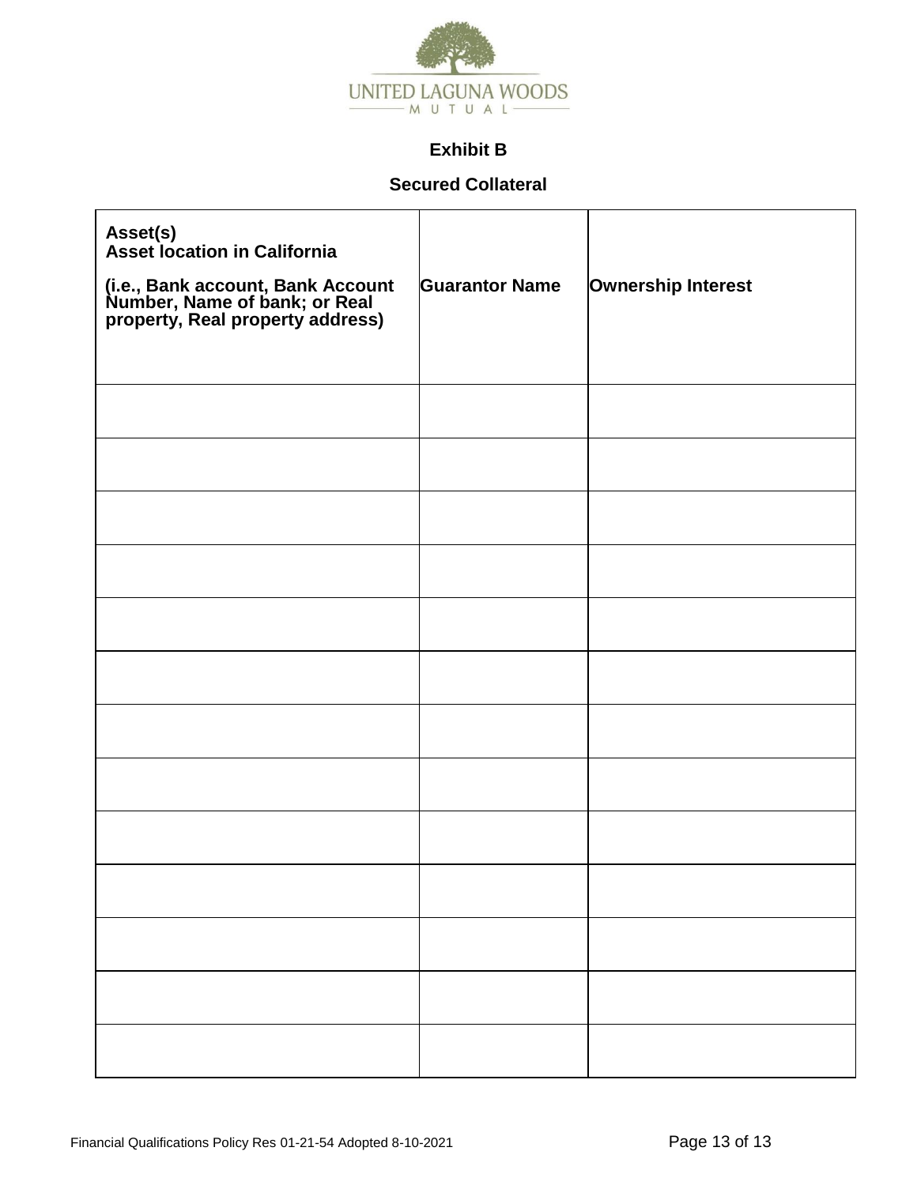UNITED LAGUNA WOODS
MUTUAL

## Exhibit B

## Secured Collateral

| Asset(s)<br>Asset location in California<br><br>(i.e., Bank account, Bank Account Number, Name of bank; or Real property, Real property address) | Guarantor Name | Ownership Interest |
|---|---|---|
| | | |
| | | |
| | | |
| | | |
| | | |
| | | |
| | | |
| | | |
| | | |
| | | |
| | | |
| | | |
| | | |

Financial Qualifications Policy Res 01-21-54 Adopted 8-10-2021